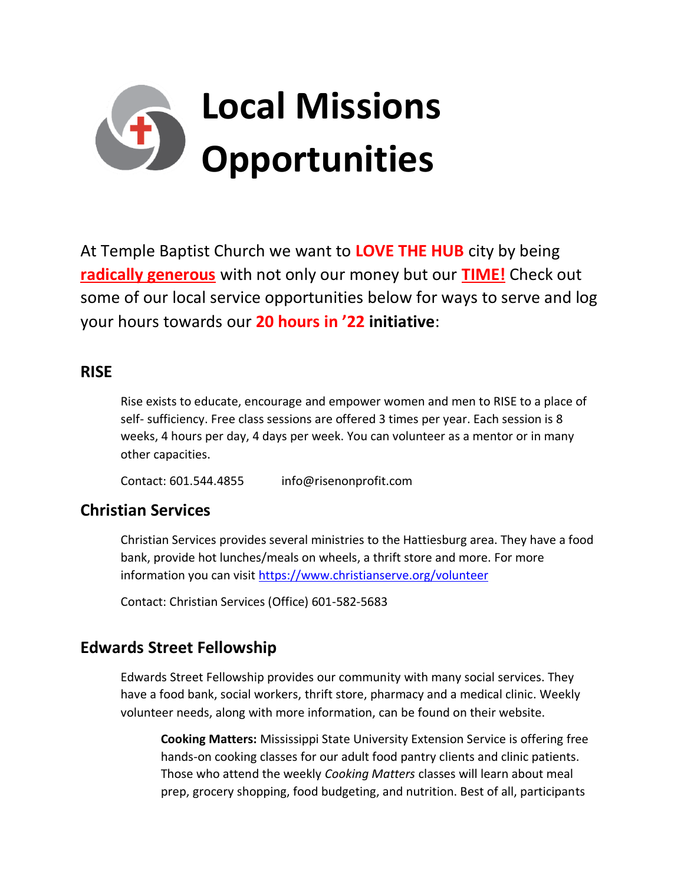# Local Missions Opportunities

At Temple Baptist Church we want to **LOVE THE HUB** city by being **radically generous** with not only our money but our **TIME!** Check out some of our local service opportunities below for ways to serve and log your hours towards our **20 hours in '22 initiative**:

## RISE

Rise exists to educate, encourage and empower women and men to RISE to a place of self- sufficiency. Free class sessions are offered 3 times per year. Each session is 8 weeks, 4 hours per day, 4 days per week. You can volunteer as a mentor or in many other capacities.

Contact: 601.544.4855 info@risenonprofit.com

## Christian Services

Christian Services provides several ministries to the Hattiesburg area. They have a food bank, provide hot lunches/meals on wheels, a thrift store and more. For more information you can visit https://www.christianserve.org/volunteer

Contact: Christian Services (Office) 601-582-5683

## Edwards Street Fellowship

Edwards Street Fellowship provides our community with many social services. They have a food bank, social workers, thrift store, pharmacy and a medical clinic. Weekly volunteer needs, along with more information, can be found on their website.

**Cooking Matters:** Mississippi State University Extension Service is offering free hands-on cooking classes for our adult food pantry clients and clinic patients. Those who attend the weekly *Cooking Matters* classes will learn about meal prep, grocery shopping, food budgeting, and nutrition. Best of all, participants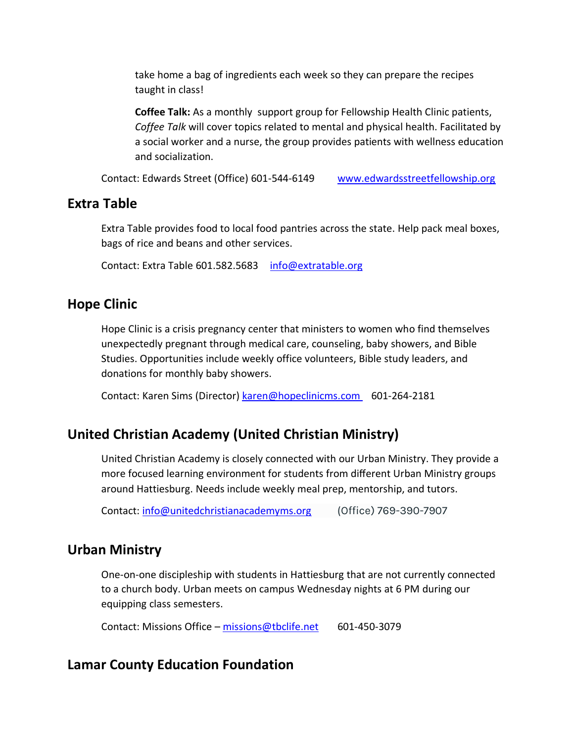take home a bag of ingredients each week so they can prepare the recipes taught in class!

**Coffee Talk:** As a monthly support group for Fellowship Health Clinic patients, *Coffee Talk* will cover topics related to mental and physical health. Facilitated by a social worker and a nurse, the group provides patients with wellness education and socialization.

Contact: Edwards Street (Office) 601-544-6149 www.edwardsstreetfellowship.org

## Extra Table

Extra Table provides food to local food pantries across the state. Help pack meal boxes, bags of rice and beans and other services.

Contact: Extra Table 601.582.5683 info@extratable.org

## Hope Clinic

Hope Clinic is a crisis pregnancy center that ministers to women who find themselves unexpectedly pregnant through medical care, counseling, baby showers, and Bible Studies. Opportunities include weekly office volunteers, Bible study leaders, and donations for monthly baby showers.

Contact: Karen Sims (Director) karen@hopeclinicms.com 601-264-2181

## United Christian Academy (United Christian Ministry)

United Christian Academy is closely connected with our Urban Ministry. They provide a more focused learning environment for students from different Urban Ministry groups around Hattiesburg. Needs include weekly meal prep, mentorship, and tutors.

Contact: info@unitedchristianacademyms.org (Office) 769-390-7907

## Urban Ministry

One-on-one discipleship with students in Hattiesburg that are not currently connected to a church body. Urban meets on campus Wednesday nights at 6 PM during our equipping class semesters.

Contact: Missions Office – missions@tbclife.net 601-450-3079

## Lamar County Education Foundation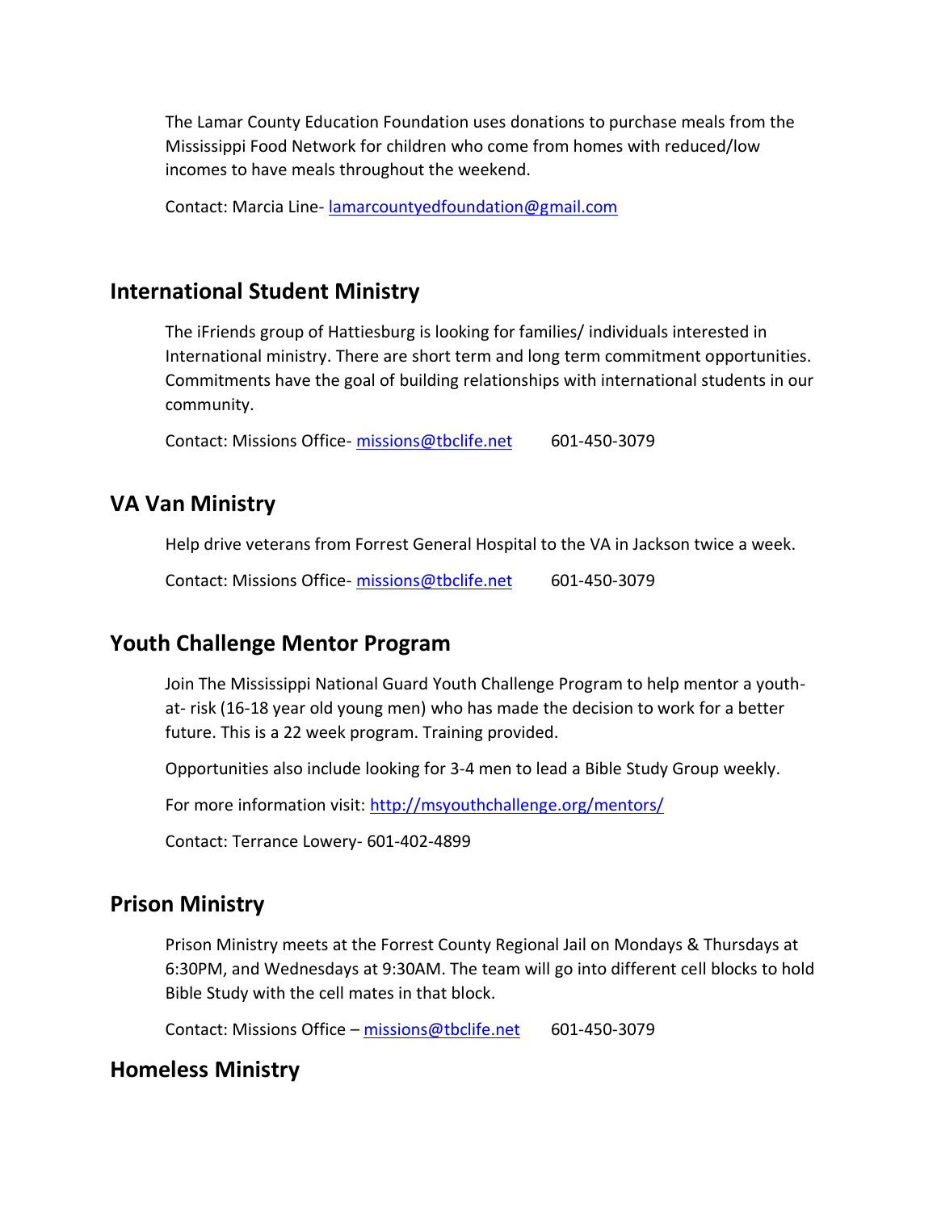The Lamar County Education Foundation uses donations to purchase meals from the Mississippi Food Network for children who come from homes with reduced/low incomes to have meals throughout the weekend.

Contact: Marcia Line- lamarcountyedfoundation@gmail.com

## International Student Ministry

The iFriends group of Hattiesburg is looking for families/ individuals interested in International ministry. There are short term and long term commitment opportunities. Commitments have the goal of building relationships with international students in our community.

Contact: Missions Office- missions@tbclife.net 601-450-3079

## VA Van Ministry

Help drive veterans from Forrest General Hospital to the VA in Jackson twice a week.

Contact: Missions Office- missions@tbclife.net 601-450-3079

## Youth Challenge Mentor Program

Join The Mississippi National Guard Youth Challenge Program to help mentor a youth-at- risk (16-18 year old young men) who has made the decision to work for a better future. This is a 22 week program. Training provided.

Opportunities also include looking for 3-4 men to lead a Bible Study Group weekly.

For more information visit: http://msyouthchallenge.org/mentors/

Contact: Terrance Lowery- 601-402-4899

## Prison Ministry

Prison Ministry meets at the Forrest County Regional Jail on Mondays & Thursdays at 6:30PM, and Wednesdays at 9:30AM. The team will go into different cell blocks to hold Bible Study with the cell mates in that block.

Contact: Missions Office – missions@tbclife.net 601-450-3079

## Homeless Ministry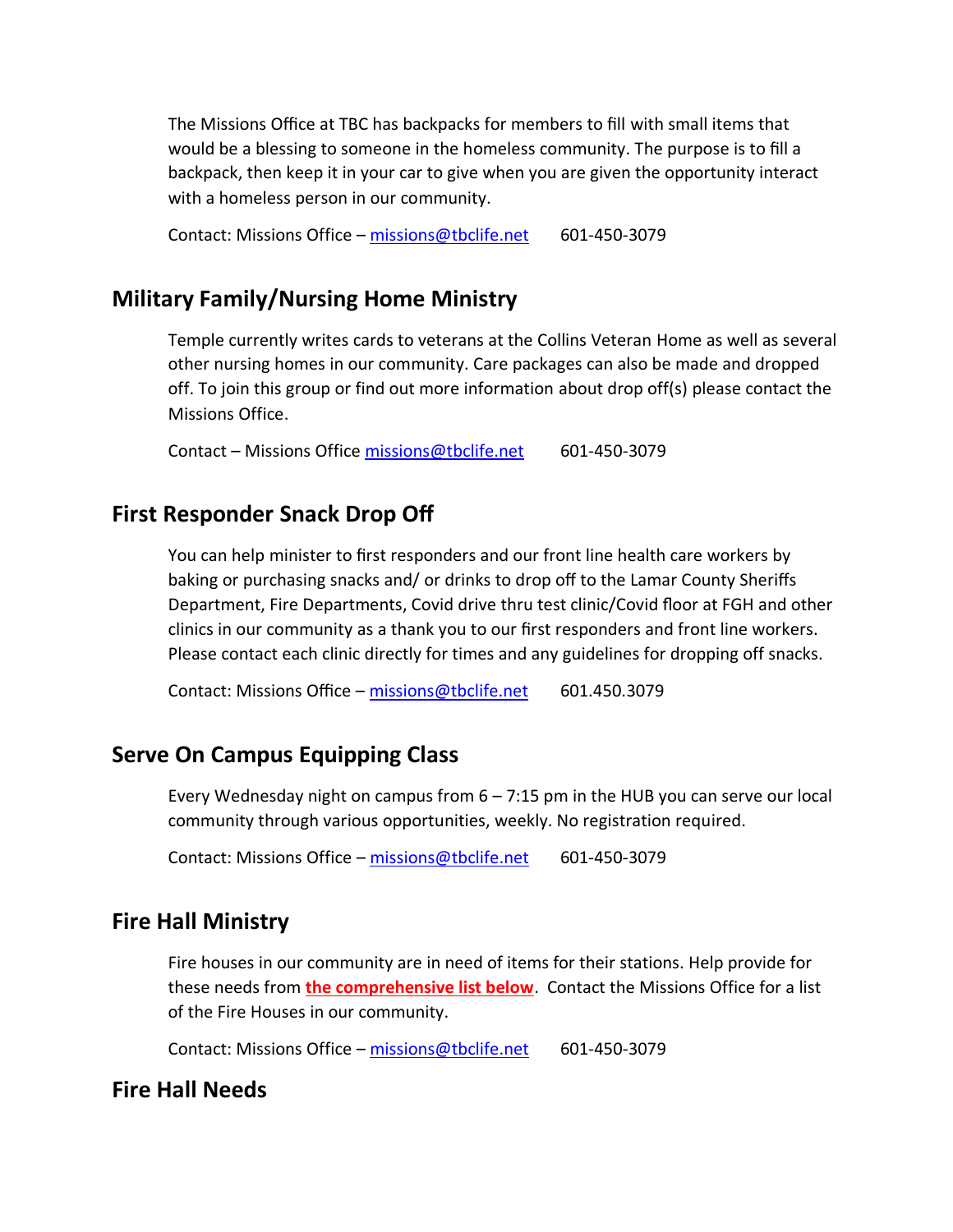The Missions Office at TBC has backpacks for members to fill with small items that would be a blessing to someone in the homeless community. The purpose is to fill a backpack, then keep it in your car to give when you are given the opportunity interact with a homeless person in our community.

Contact: Missions Office – missions@tbclife.net 601-450-3079

## Military Family/Nursing Home Ministry

Temple currently writes cards to veterans at the Collins Veteran Home as well as several other nursing homes in our community. Care packages can also be made and dropped off. To join this group or find out more information about drop off(s) please contact the Missions Office.

Contact – Missions Office missions@tbclife.net 601-450-3079

## First Responder Snack Drop Off

You can help minister to first responders and our front line health care workers by baking or purchasing snacks and/ or drinks to drop off to the Lamar County Sheriffs Department, Fire Departments, Covid drive thru test clinic/Covid floor at FGH and other clinics in our community as a thank you to our first responders and front line workers. Please contact each clinic directly for times and any guidelines for dropping off snacks.

Contact: Missions Office – missions@tbclife.net 601.450.3079

## Serve On Campus Equipping Class

Every Wednesday night on campus from 6 – 7:15 pm in the HUB you can serve our local community through various opportunities, weekly. No registration required.

Contact: Missions Office – missions@tbclife.net 601-450-3079

## Fire Hall Ministry

Fire houses in our community are in need of items for their stations. Help provide for these needs from **the comprehensive list below**. Contact the Missions Office for a list of the Fire Houses in our community.

Contact: Missions Office – missions@tbclife.net 601-450-3079

## Fire Hall Needs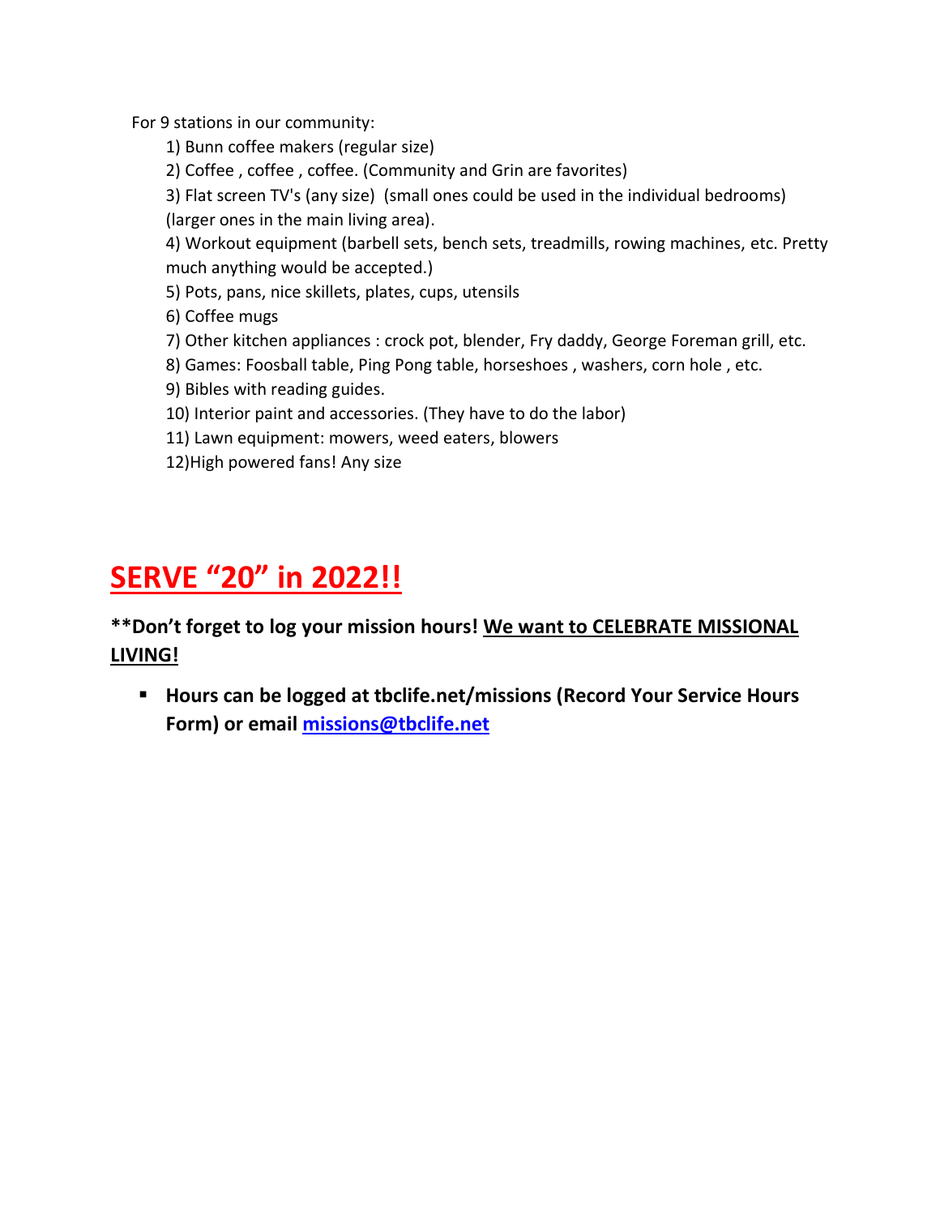For 9 stations in our community:

1) Bunn coffee makers (regular size)
2) Coffee , coffee , coffee. (Community and Grin are favorites)
3) Flat screen TV's (any size) (small ones could be used in the individual bedrooms) (larger ones in the main living area).
4) Workout equipment (barbell sets, bench sets, treadmills, rowing machines, etc. Pretty much anything would be accepted.)
5) Pots, pans, nice skillets, plates, cups, utensils
6) Coffee mugs
7) Other kitchen appliances : crock pot, blender, Fry daddy, George Foreman grill, etc.
8) Games: Foosball table, Ping Pong table, horseshoes , washers, corn hole , etc.
9) Bibles with reading guides.
10) Interior paint and accessories. (They have to do the labor)
11) Lawn equipment: mowers, weed eaters, blowers
12) High powered fans! Any size

# SERVE "20" in 2022!!

**\*\*Don't forget to log your mission hours! We want to CELEBRATE MISSIONAL LIVING!**

- **Hours can be logged at tbclife.net/missions (Record Your Service Hours Form) or email missions@tbclife.net**